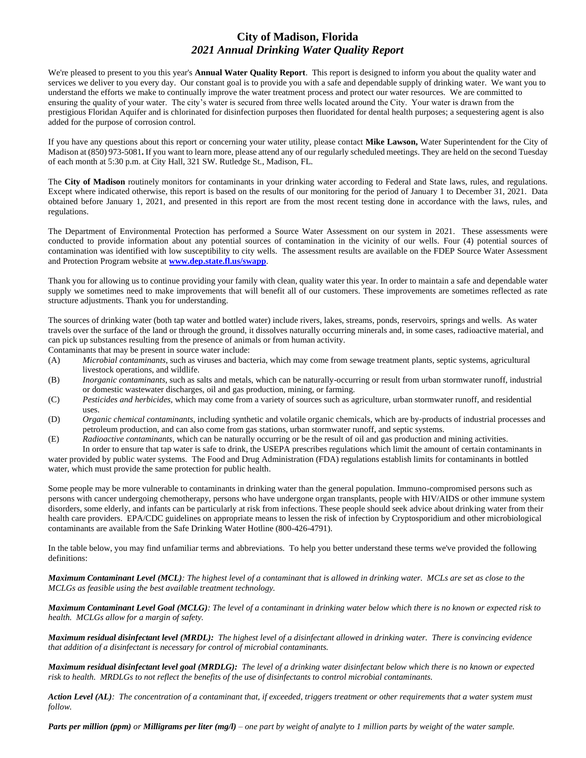# City of Madison, Florida

## *2021 Annual Drinking Water Quality Report*

We're pleased to present to you this year's **Annual Water Quality Report**. This report is designed to inform you about the quality water and services we deliver to you every day. Our constant goal is to provide you with a safe and dependable supply of drinking water. We want you to understand the efforts we make to continually improve the water treatment process and protect our water resources. We are committed to ensuring the quality of your water. The city's water is secured from three wells located around the City. Your water is drawn from the prestigious Floridan Aquifer and is chlorinated for disinfection purposes then fluoridated for dental health purposes; a sequestering agent is also added for the purpose of corrosion control.

If you have any questions about this report or concerning your water utility, please contact **Mike Lawson,** Water Superintendent for the City of Madison at (850) 973-5081**.** If you want to learn more, please attend any of our regularly scheduled meetings. They are held on the second Tuesday of each month at 5:30 p.m. at City Hall, 321 SW. Rutledge St., Madison, FL.

The **City of Madison** routinely monitors for contaminants in your drinking water according to Federal and State laws, rules, and regulations. Except where indicated otherwise, this report is based on the results of our monitoring for the period of January 1 to December 31, 2021. Data obtained before January 1, 2021, and presented in this report are from the most recent testing done in accordance with the laws, rules, and regulations.

The Department of Environmental Protection has performed a Source Water Assessment on our system in 2021. These assessments were conducted to provide information about any potential sources of contamination in the vicinity of our wells. Four (4) potential sources of contamination was identified with low susceptibility to city wells. The assessment results are available on the FDEP Source Water Assessment and Protection Program website at **[www.dep.state.fl.us/swapp](www.dep.state.fl.us/swapp)**.

Thank you for allowing us to continue providing your family with clean, quality water this year. In order to maintain a safe and dependable water supply we sometimes need to make improvements that will benefit all of our customers. These improvements are sometimes reflected as rate structure adjustments. Thank you for understanding.

The sources of drinking water (both tap water and bottled water) include rivers, lakes, streams, ponds, reservoirs, springs and wells. As water travels over the surface of the land or through the ground, it dissolves naturally occurring minerals and, in some cases, radioactive material, and can pick up substances resulting from the presence of animals or from human activity.

Contaminants that may be present in source water include:

(A) *Microbial contaminants*, such as viruses and bacteria, which may come from sewage treatment plants, septic systems, agricultural livestock operations, and wildlife.

(B) *Inorganic contaminants*, such as salts and metals, which can be naturally-occurring or result from urban stormwater runoff, industrial or domestic wastewater discharges, oil and gas production, mining, or farming.

(C) *Pesticides and herbicides*, which may come from a variety of sources such as agriculture, urban stormwater runoff, and residential uses.

(D) *Organic chemical contaminants*, including synthetic and volatile organic chemicals, which are by-products of industrial processes and petroleum production, and can also come from gas stations, urban stormwater runoff, and septic systems.

(E) *Radioactive contaminants*, which can be naturally occurring or be the result of oil and gas production and mining activities.

In order to ensure that tap water is safe to drink, the USEPA prescribes regulations which limit the amount of certain contaminants in water provided by public water systems. The Food and Drug Administration (FDA) regulations establish limits for contaminants in bottled water, which must provide the same protection for public health.

Some people may be more vulnerable to contaminants in drinking water than the general population. Immuno-compromised persons such as persons with cancer undergoing chemotherapy, persons who have undergone organ transplants, people with HIV/AIDS or other immune system disorders, some elderly, and infants can be particularly at risk from infections. These people should seek advice about drinking water from their health care providers. EPA/CDC guidelines on appropriate means to lessen the risk of infection by Cryptosporidium and other microbiological contaminants are available from the Safe Drinking Water Hotline (800-426-4791).

In the table below, you may find unfamiliar terms and abbreviations. To help you better understand these terms we've provided the following definitions:

***Maximum Contaminant Level (MCL)****: The highest level of a contaminant that is allowed in drinking water. MCLs are set as close to the MCLGs as feasible using the best available treatment technology.*

***Maximum Contaminant Level Goal (MCLG)****: The level of a contaminant in drinking water below which there is no known or expected risk to health. MCLGs allow for a margin of safety.*

***Maximum residual disinfectant level (MRDL):*** *The highest level of a disinfectant allowed in drinking water. There is convincing evidence that addition of a disinfectant is necessary for control of microbial contaminants.*

***Maximum residual disinfectant level goal (MRDLG):*** *The level of a drinking water disinfectant below which there is no known or expected risk to health. MRDLGs to not reflect the benefits of the use of disinfectants to control microbial contaminants.*

***Action Level (AL)****: The concentration of a contaminant that, if exceeded, triggers treatment or other requirements that a water system must follow.*

***Parts per million (ppm)*** *or* ***Milligrams per liter (mg/l)*** *– one part by weight of analyte to 1 million parts by weight of the water sample.*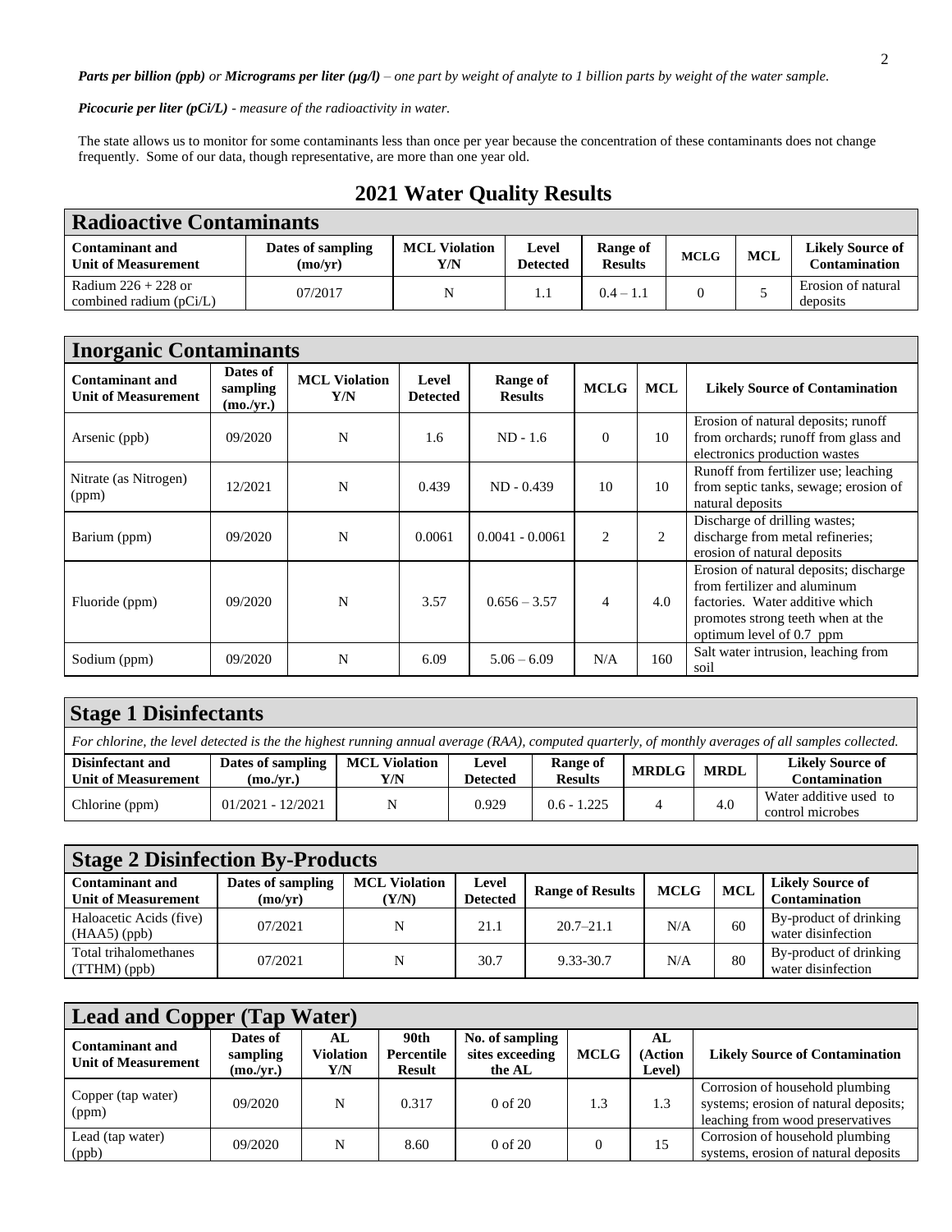***Parts per billion (ppb)** or **Micrograms per liter (µg/l)** – one part by weight of analyte to 1 billion parts by weight of the water sample.*

***Picocurie per liter (pCi/L)** - measure of the radioactivity in water.*

The state allows us to monitor for some contaminants less than once per year because the concentration of these contaminants does not change frequently. Some of our data, though representative, are more than one year old.

## 2021 Water Quality Results

### Radioactive Contaminants

| Contaminant and Unit of Measurement | Dates of sampling (mo/yr) | MCL Violation Y/N | Level Detected | Range of Results | MCLG | MCL | Likely Source of Contamination |
|---|---|---|---|---|---|---|---|
| Radium 226 + 228 or combined radium (pCi/L) | 07/2017 | N | 1.1 | 0.4 – 1.1 | 0 | 5 | Erosion of natural deposits |

### Inorganic Contaminants

| Contaminant and Unit of Measurement | Dates of sampling (mo./yr.) | MCL Violation Y/N | Level Detected | Range of Results | MCLG | MCL | Likely Source of Contamination |
|---|---|---|---|---|---|---|---|
| Arsenic (ppb) | 09/2020 | N | 1.6 | ND - 1.6 | 0 | 10 | Erosion of natural deposits; runoff from orchards; runoff from glass and electronics production wastes |
| Nitrate (as Nitrogen) (ppm) | 12/2021 | N | 0.439 | ND - 0.439 | 10 | 10 | Runoff from fertilizer use; leaching from septic tanks, sewage; erosion of natural deposits |
| Barium (ppm) | 09/2020 | N | 0.0061 | 0.0041 - 0.0061 | 2 | 2 | Discharge of drilling wastes; discharge from metal refineries; erosion of natural deposits |
| Fluoride (ppm) | 09/2020 | N | 3.57 | 0.656 – 3.57 | 4 | 4.0 | Erosion of natural deposits; discharge from fertilizer and aluminum factories. Water additive which promotes strong teeth when at the optimum level of 0.7 ppm |
| Sodium (ppm) | 09/2020 | N | 6.09 | 5.06 – 6.09 | N/A | 160 | Salt water intrusion, leaching from soil |

### Stage 1 Disinfectants

*For chlorine, the level detected is the the highest running annual average (RAA), computed quarterly, of monthly averages of all samples collected.*

| Disinfectant and Unit of Measurement | Dates of sampling (mo./yr.) | MCL Violation Y/N | Level Detected | Range of Results | MRDLG | MRDL | Likely Source of Contamination |
|---|---|---|---|---|---|---|---|
| Chlorine (ppm) | 01/2021 - 12/2021 | N | 0.929 | 0.6 - 1.225 | 4 | 4.0 | Water additive used to control microbes |

### Stage 2 Disinfection By-Products

| Contaminant and Unit of Measurement | Dates of sampling (mo/yr) | MCL Violation (Y/N) | Level Detected | Range of Results | MCLG | MCL | Likely Source of Contamination |
|---|---|---|---|---|---|---|---|
| Haloacetic Acids (five) (HAA5) (ppb) | 07/2021 | N | 21.1 | 20.7–21.1 | N/A | 60 | By-product of drinking water disinfection |
| Total trihalomethanes (TTHM) (ppb) | 07/2021 | N | 30.7 | 9.33-30.7 | N/A | 80 | By-product of drinking water disinfection |

### Lead and Copper (Tap Water)

| Contaminant and Unit of Measurement | Dates of sampling (mo./yr.) | AL Violation Y/N | 90th Percentile Result | No. of sampling sites exceeding the AL | MCLG | AL (Action Level) | Likely Source of Contamination |
|---|---|---|---|---|---|---|---|
| Copper (tap water) (ppm) | 09/2020 | N | 0.317 | 0 of 20 | 1.3 | 1.3 | Corrosion of household plumbing systems; erosion of natural deposits; leaching from wood preservatives |
| Lead (tap water) (ppb) | 09/2020 | N | 8.60 | 0 of 20 | 0 | 15 | Corrosion of household plumbing systems, erosion of natural deposits |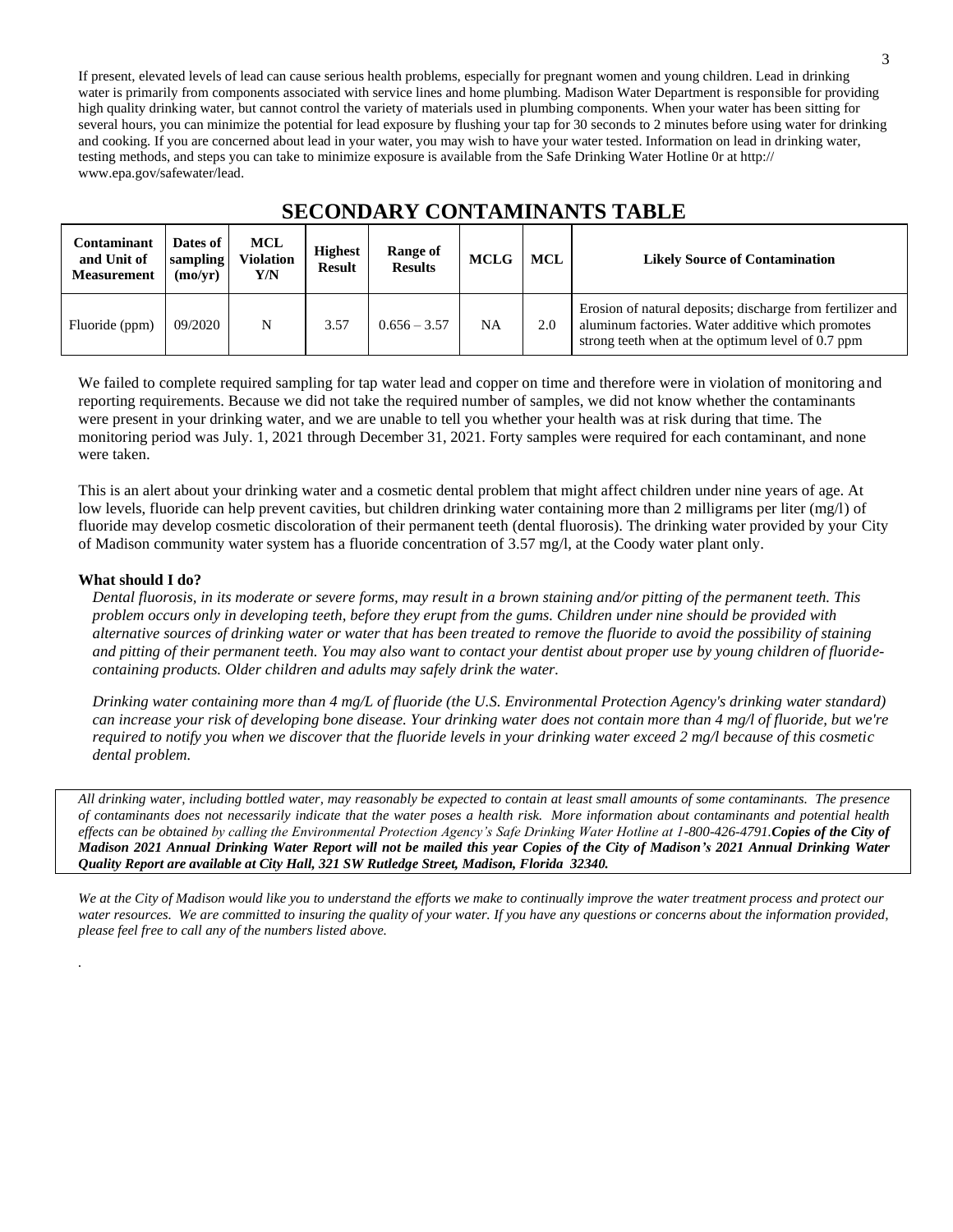If present, elevated levels of lead can cause serious health problems, especially for pregnant women and young children. Lead in drinking water is primarily from components associated with service lines and home plumbing. Madison Water Department is responsible for providing high quality drinking water, but cannot control the variety of materials used in plumbing components. When your water has been sitting for several hours, you can minimize the potential for lead exposure by flushing your tap for 30 seconds to 2 minutes before using water for drinking and cooking. If you are concerned about lead in your water, you may wish to have your water tested. Information on lead in drinking water, testing methods, and steps you can take to minimize exposure is available from the Safe Drinking Water Hotline 0r at http:// www.epa.gov/safewater/lead.

## SECONDARY CONTAMINANTS TABLE

| Contaminant and Unit of Measurement | Dates of sampling (mo/yr) | MCL Violation Y/N | Highest Result | Range of Results | MCLG | MCL | Likely Source of Contamination |
|---|---|---|---|---|---|---|---|
| Fluoride (ppm) | 09/2020 | N | 3.57 | 0.656 – 3.57 | NA | 2.0 | Erosion of natural deposits; discharge from fertilizer and aluminum factories. Water additive which promotes strong teeth when at the optimum level of 0.7 ppm |

We failed to complete required sampling for tap water lead and copper on time and therefore were in violation of monitoring and reporting requirements. Because we did not take the required number of samples, we did not know whether the contaminants were present in your drinking water, and we are unable to tell you whether your health was at risk during that time. The monitoring period was July. 1, 2021 through December 31, 2021. Forty samples were required for each contaminant, and none were taken.

This is an alert about your drinking water and a cosmetic dental problem that might affect children under nine years of age. At low levels, fluoride can help prevent cavities, but children drinking water containing more than 2 milligrams per liter (mg/l) of fluoride may develop cosmetic discoloration of their permanent teeth (dental fluorosis). The drinking water provided by your City of Madison community water system has a fluoride concentration of 3.57 mg/l, at the Coody water plant only.

**What should I do?**

*Dental fluorosis, in its moderate or severe forms, may result in a brown staining and/or pitting of the permanent teeth. This problem occurs only in developing teeth, before they erupt from the gums. Children under nine should be provided with alternative sources of drinking water or water that has been treated to remove the fluoride to avoid the possibility of staining and pitting of their permanent teeth. You may also want to contact your dentist about proper use by young children of fluoride-containing products. Older children and adults may safely drink the water.*

*Drinking water containing more than 4 mg/L of fluoride (the U.S. Environmental Protection Agency's drinking water standard) can increase your risk of developing bone disease. Your drinking water does not contain more than 4 mg/l of fluoride, but we're required to notify you when we discover that the fluoride levels in your drinking water exceed 2 mg/l because of this cosmetic dental problem.*

*All drinking water, including bottled water, may reasonably be expected to contain at least small amounts of some contaminants. The presence of contaminants does not necessarily indicate that the water poses a health risk. More information about contaminants and potential health effects can be obtained by calling the Environmental Protection Agency's Safe Drinking Water Hotline at 1-800-426-4791.* ***Copies of the City of Madison 2021 Annual Drinking Water Report will not be mailed this year Copies of the City of Madison's 2021 Annual Drinking Water Quality Report are available at City Hall, 321 SW Rutledge Street, Madison, Florida 32340.***

*We at the City of Madison would like you to understand the efforts we make to continually improve the water treatment process and protect our water resources. We are committed to insuring the quality of your water. If you have any questions or concerns about the information provided, please feel free to call any of the numbers listed above.*